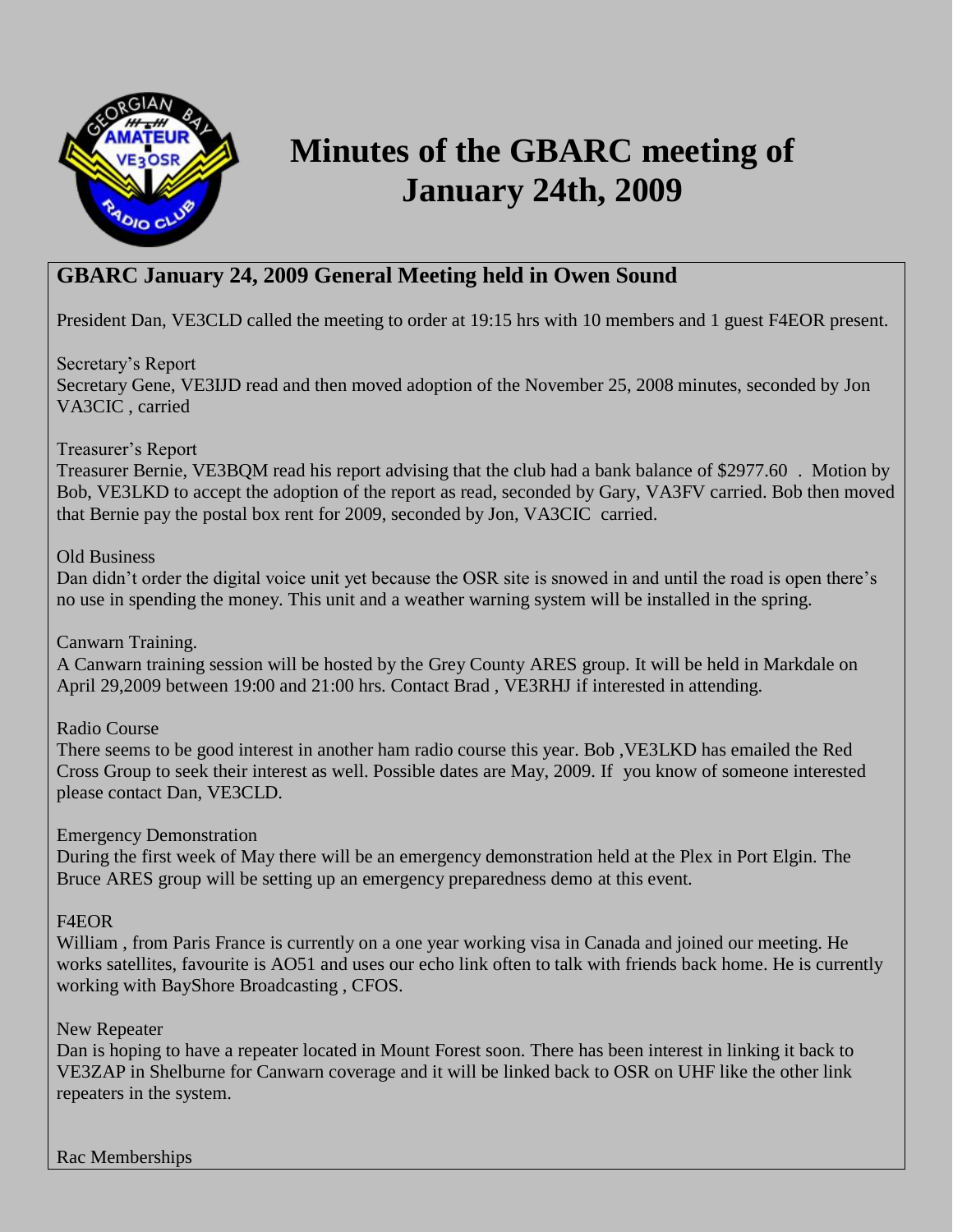# Minutes of the GBARC meeting of January 24th, 2009

## GBARC January 24, 2009 General Meeting held in Owen Sound

President Dan, VE3CLD called the meeting to order at 19:15 hrs with 10 members and 1 guest F4EOR present.

Secretary's Report

Secretary Gene, VE3IJD read and then moved adoption of the November 25, 2008 minutes, seconded by Jon VA3CIC , carried

Treasurer's Report

Treasurer Bernie, VE3BQM read his report advising that the club had a bank balance of $2977.60 . Motion by Bob, VE3LKD to accept the adoption of the report as read, seconded by Gary, VA3FV carried. Bob then moved that Bernie pay the postal box rent for 2009, seconded by Jon, VA3CIC carried.

Old Business

Dan didn't order the digital voice unit yet because the OSR site is snowed in and until the road is open there's no use in spending the money. This unit and a weather warning system will be installed in the spring.

Canwarn Training.

A Canwarn training session will be hosted by the Grey County ARES group. It will be held in Markdale on April 29,2009 between 19:00 and 21:00 hrs. Contact Brad , VE3RHJ if interested in attending.

Radio Course

There seems to be good interest in another ham radio course this year. Bob ,VE3LKD has emailed the Red Cross Group to seek their interest as well. Possible dates are May, 2009. If you know of someone interested please contact Dan, VE3CLD.

Emergency Demonstration

During the first week of May there will be an emergency demonstration held at the Plex in Port Elgin. The Bruce ARES group will be setting up an emergency preparedness demo at this event.

F4EOR

William , from Paris France is currently on a one year working visa in Canada and joined our meeting. He works satellites, favourite is AO51 and uses our echo link often to talk with friends back home. He is currently working with BayShore Broadcasting , CFOS.

New Repeater

Dan is hoping to have a repeater located in Mount Forest soon. There has been interest in linking it back to VE3ZAP in Shelburne for Canwarn coverage and it will be linked back to OSR on UHF like the other link repeaters in the system.

Rac Memberships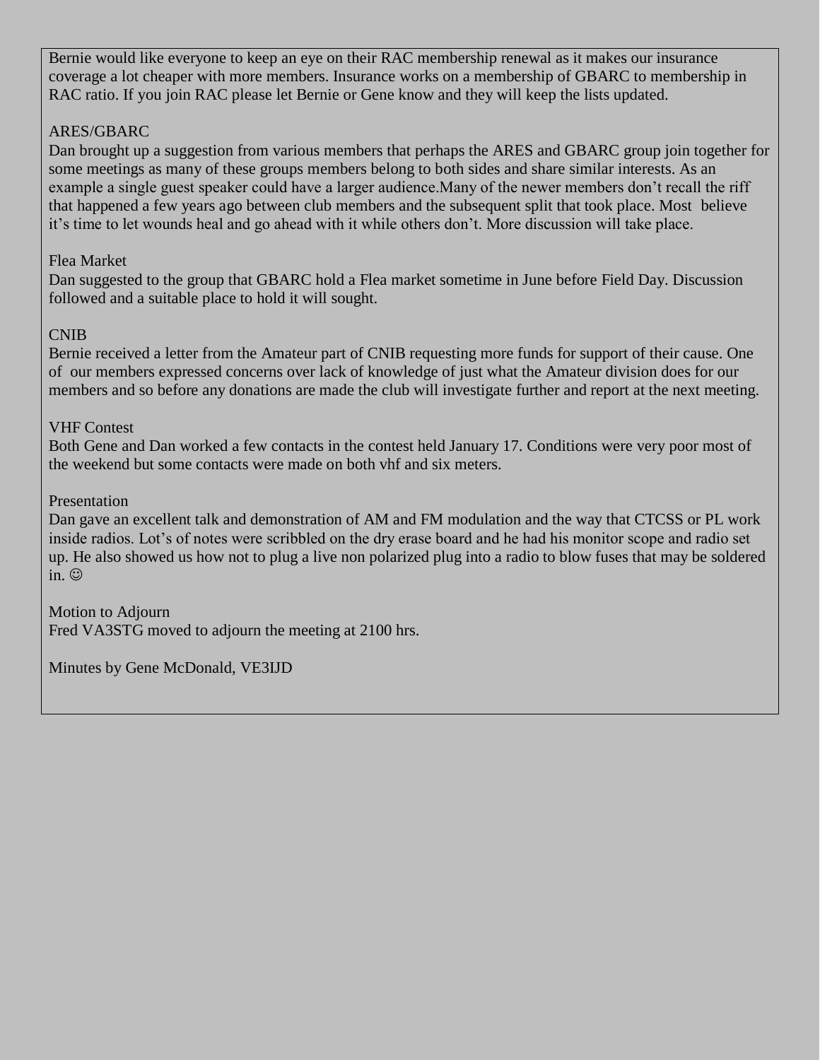Bernie would like everyone to keep an eye on their RAC membership renewal as it makes our insurance coverage a lot cheaper with more members. Insurance works on a membership of GBARC to membership in RAC ratio. If you join RAC please let Bernie or Gene know and they will keep the lists updated.

ARES/GBARC

Dan brought up a suggestion from various members that perhaps the ARES and GBARC group join together for some meetings as many of these groups members belong to both sides and share similar interests. As an example a single guest speaker could have a larger audience.Many of the newer members don't recall the riff that happened a few years ago between club members and the subsequent split that took place. Most believe it's time to let wounds heal and go ahead with it while others don't. More discussion will take place.

Flea Market

Dan suggested to the group that GBARC hold a Flea market sometime in June before Field Day. Discussion followed and a suitable place to hold it will sought.

CNIB

Bernie received a letter from the Amateur part of CNIB requesting more funds for support of their cause. One of our members expressed concerns over lack of knowledge of just what the Amateur division does for our members and so before any donations are made the club will investigate further and report at the next meeting.

VHF Contest

Both Gene and Dan worked a few contacts in the contest held January 17. Conditions were very poor most of the weekend but some contacts were made on both vhf and six meters.

Presentation

Dan gave an excellent talk and demonstration of AM and FM modulation and the way that CTCSS or PL work inside radios. Lot's of notes were scribbled on the dry erase board and he had his monitor scope and radio set up. He also showed us how not to plug a live non polarized plug into a radio to blow fuses that may be soldered in. ☺

Motion to Adjourn

Fred VA3STG moved to adjourn the meeting at 2100 hrs.

Minutes by Gene McDonald, VE3IJD